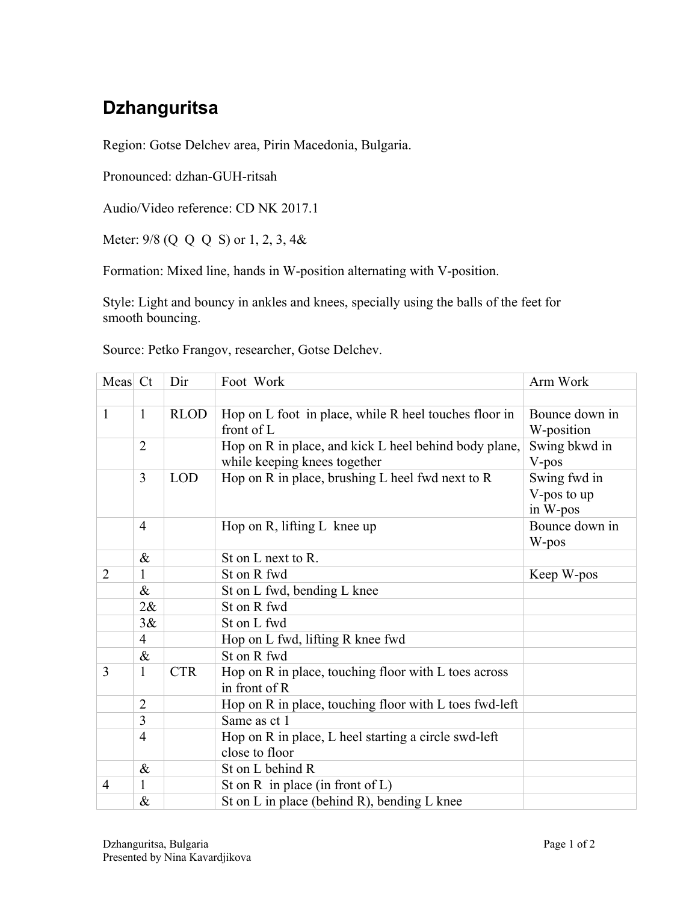# Dzhanguritsa

Region: Gotse Delchev area, Pirin Macedonia, Bulgaria.

Pronounced: dzhan-GUH-ritsah

Audio/Video reference: CD NK 2017.1

Meter: 9/8 (Q Q Q S) or 1, 2, 3, 4&

Formation: Mixed line, hands in W-position alternating with V-position.

Style: Light and bouncy in ankles and knees, specially using the balls of the feet for smooth bouncing.

Source: Petko Frangov, researcher, Gotse Delchev.

| Meas | Ct | Dir | Foot Work | Arm Work |
|---|---|---|---|---|
| | | | | |
| 1 | 1 | RLOD | Hop on L foot in place, while R heel touches floor in front of L | Bounce down in W-position |
| | 2 | | Hop on R in place, and kick L heel behind body plane, while keeping knees together | Swing bkwd in V-pos |
| | 3 | LOD | Hop on R in place, brushing L heel fwd next to R | Swing fwd in V-pos to up in W-pos |
| | 4 | | Hop on R, lifting L knee up | Bounce down in W-pos |
| | & | | St on L next to R. | |
| 2 | 1 | | St on R fwd | Keep W-pos |
| | & | | St on L fwd, bending L knee | |
| | 2& | | St on R fwd | |
| | 3& | | St on L fwd | |
| | 4 | | Hop on L fwd, lifting R knee fwd | |
| | & | | St on R fwd | |
| 3 | 1 | CTR | Hop on R in place, touching floor with L toes across in front of R | |
| | 2 | | Hop on R in place, touching floor with L toes fwd-left | |
| | 3 | | Same as ct 1 | |
| | 4 | | Hop on R in place, L heel starting a circle swd-left close to floor | |
| | & | | St on L behind R | |
| 4 | 1 | | St on R in place (in front of L) | |
| | & | | St on L in place (behind R), bending L knee | |

Presented by Nina Kavardjikova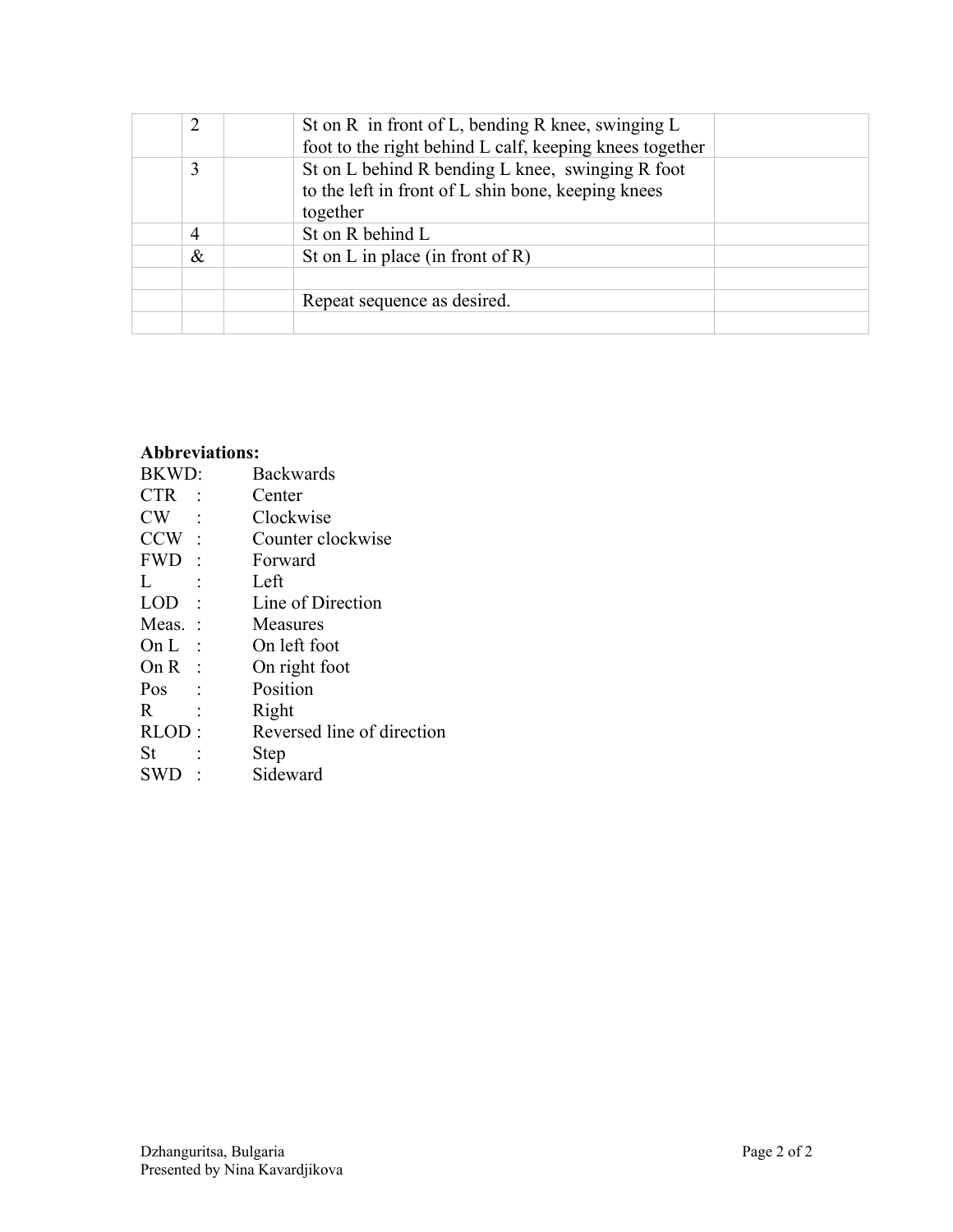| | | | | |
|---|---|---|---|---|
| | 2 | | St on R in front of L, bending R knee, swinging L foot to the right behind L calf, keeping knees together | |
| | 3 | | St on L behind R bending L knee, swinging R foot to the left in front of L shin bone, keeping knees together | |
| | 4 | | St on R behind L | |
| | & | | St on L in place (in front of R) | |
| | | | | |
| | | | Repeat sequence as desired. | |
| | | | | |

**Abbreviations:**

| | |
|---|---|
| BKWD: | Backwards |
| CTR : | Center |
| CW : | Clockwise |
| CCW : | Counter clockwise |
| FWD : | Forward |
| L : | Left |
| LOD : | Line of Direction |
| Meas. : | Measures |
| On L : | On left foot |
| On R : | On right foot |
| Pos : | Position |
| R : | Right |
| RLOD : | Reversed line of direction |
| St : | Step |
| SWD : | Sideward |